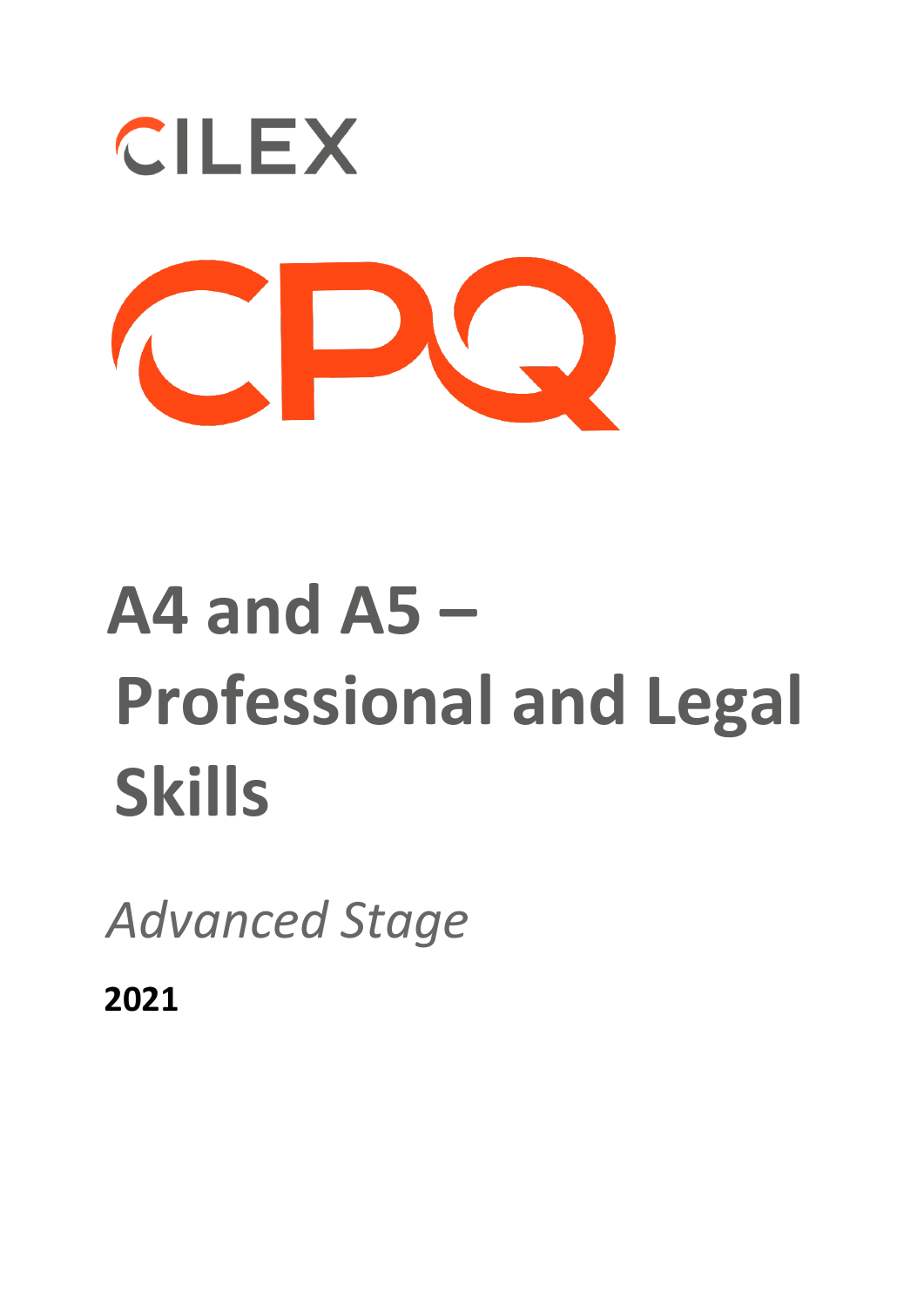CILEX

CPQ

# A4 and A5 – Professional and Legal Skills

*Advanced Stage*

**2021**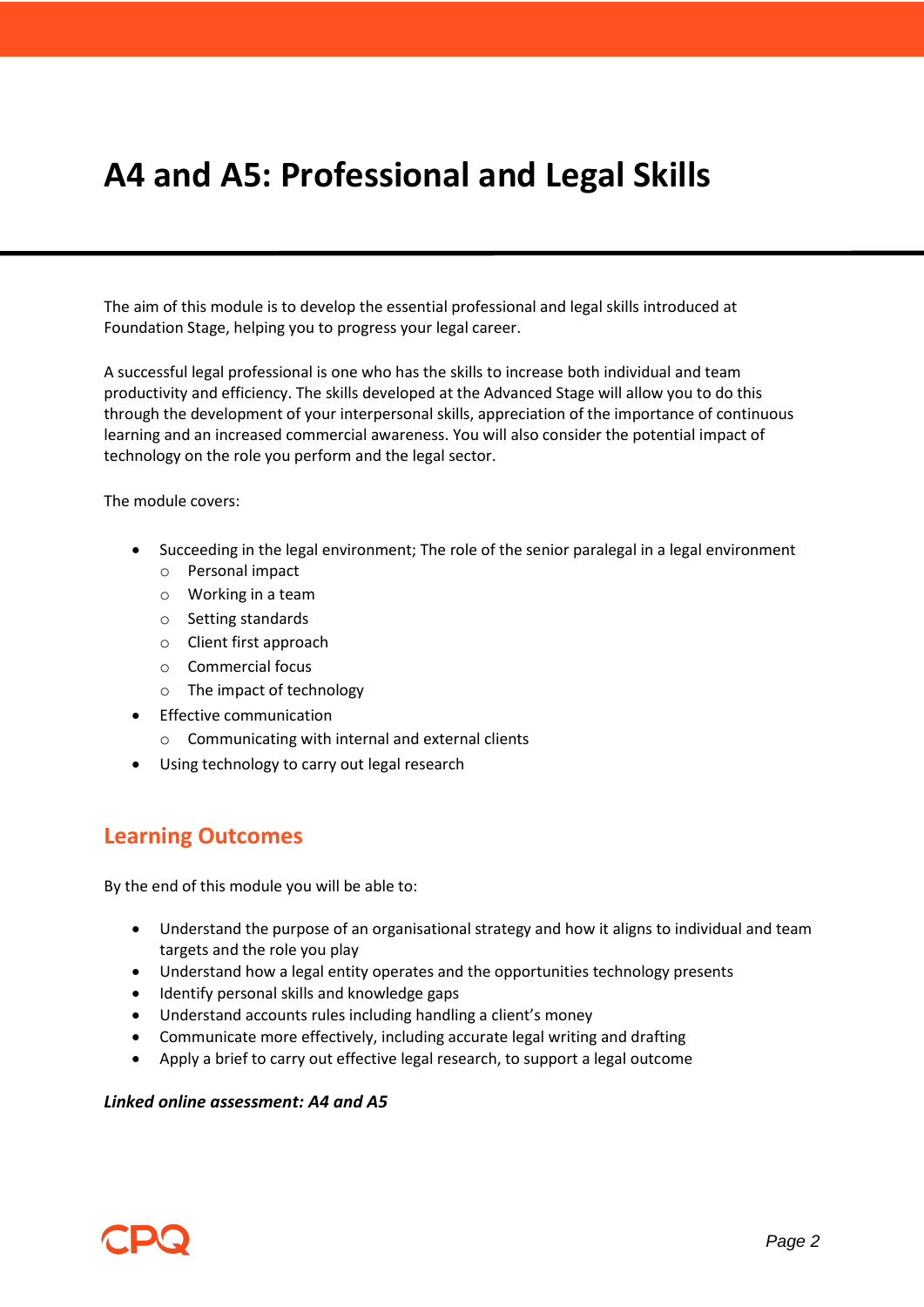# A4 and A5: Professional and Legal Skills

The aim of this module is to develop the essential professional and legal skills introduced at Foundation Stage, helping you to progress your legal career.

A successful legal professional is one who has the skills to increase both individual and team productivity and efficiency. The skills developed at the Advanced Stage will allow you to do this through the development of your interpersonal skills, appreciation of the importance of continuous learning and an increased commercial awareness. You will also consider the potential impact of technology on the role you perform and the legal sector.

The module covers:

- Succeeding in the legal environment; The role of the senior paralegal in a legal environment
  - Personal impact
  - Working in a team
  - Setting standards
  - Client first approach
  - Commercial focus
  - The impact of technology
- Effective communication
  - Communicating with internal and external clients
- Using technology to carry out legal research

## Learning Outcomes

By the end of this module you will be able to:

- Understand the purpose of an organisational strategy and how it aligns to individual and team targets and the role you play
- Understand how a legal entity operates and the opportunities technology presents
- Identify personal skills and knowledge gaps
- Understand accounts rules including handling a client's money
- Communicate more effectively, including accurate legal writing and drafting
- Apply a brief to carry out effective legal research, to support a legal outcome

***Linked online assessment: A4 and A5***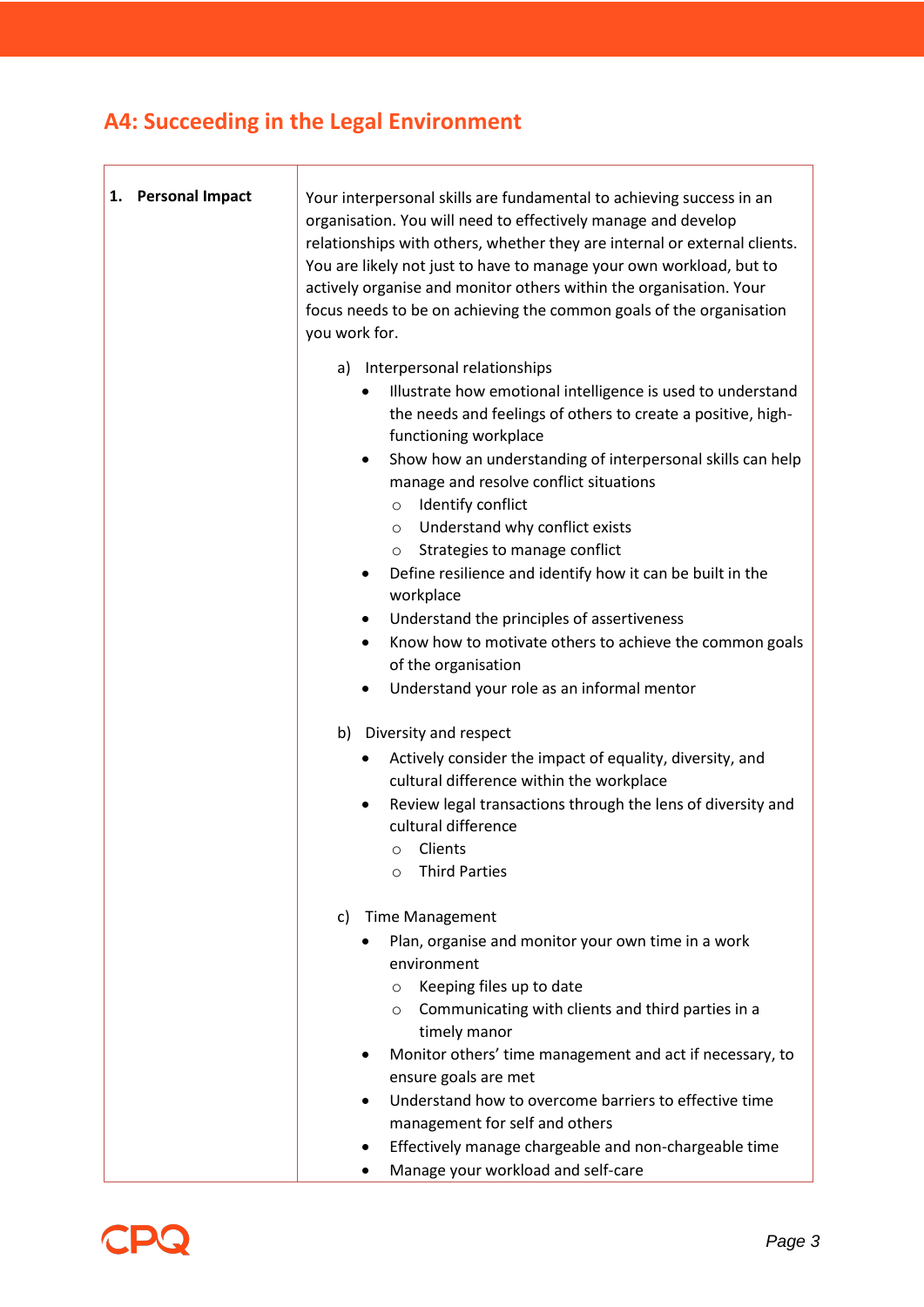## A4: Succeeding in the Legal Environment

**1. Personal Impact**

Your interpersonal skills are fundamental to achieving success in an organisation. You will need to effectively manage and develop relationships with others, whether they are internal or external clients. You are likely not just to have to manage your own workload, but to actively organise and monitor others within the organisation. Your focus needs to be on achieving the common goals of the organisation you work for.

a) Interpersonal relationships
- Illustrate how emotional intelligence is used to understand the needs and feelings of others to create a positive, high-functioning workplace
- Show how an understanding of interpersonal skills can help manage and resolve conflict situations
    - Identify conflict
    - Understand why conflict exists
    - Strategies to manage conflict
- Define resilience and identify how it can be built in the workplace
- Understand the principles of assertiveness
- Know how to motivate others to achieve the common goals of the organisation
- Understand your role as an informal mentor

b) Diversity and respect
- Actively consider the impact of equality, diversity, and cultural difference within the workplace
- Review legal transactions through the lens of diversity and cultural difference
    - Clients
    - Third Parties

c) Time Management
- Plan, organise and monitor your own time in a work environment
    - Keeping files up to date
    - Communicating with clients and third parties in a timely manor
- Monitor others' time management and act if necessary, to ensure goals are met
- Understand how to overcome barriers to effective time management for self and others
- Effectively manage chargeable and non-chargeable time
- Manage your workload and self-care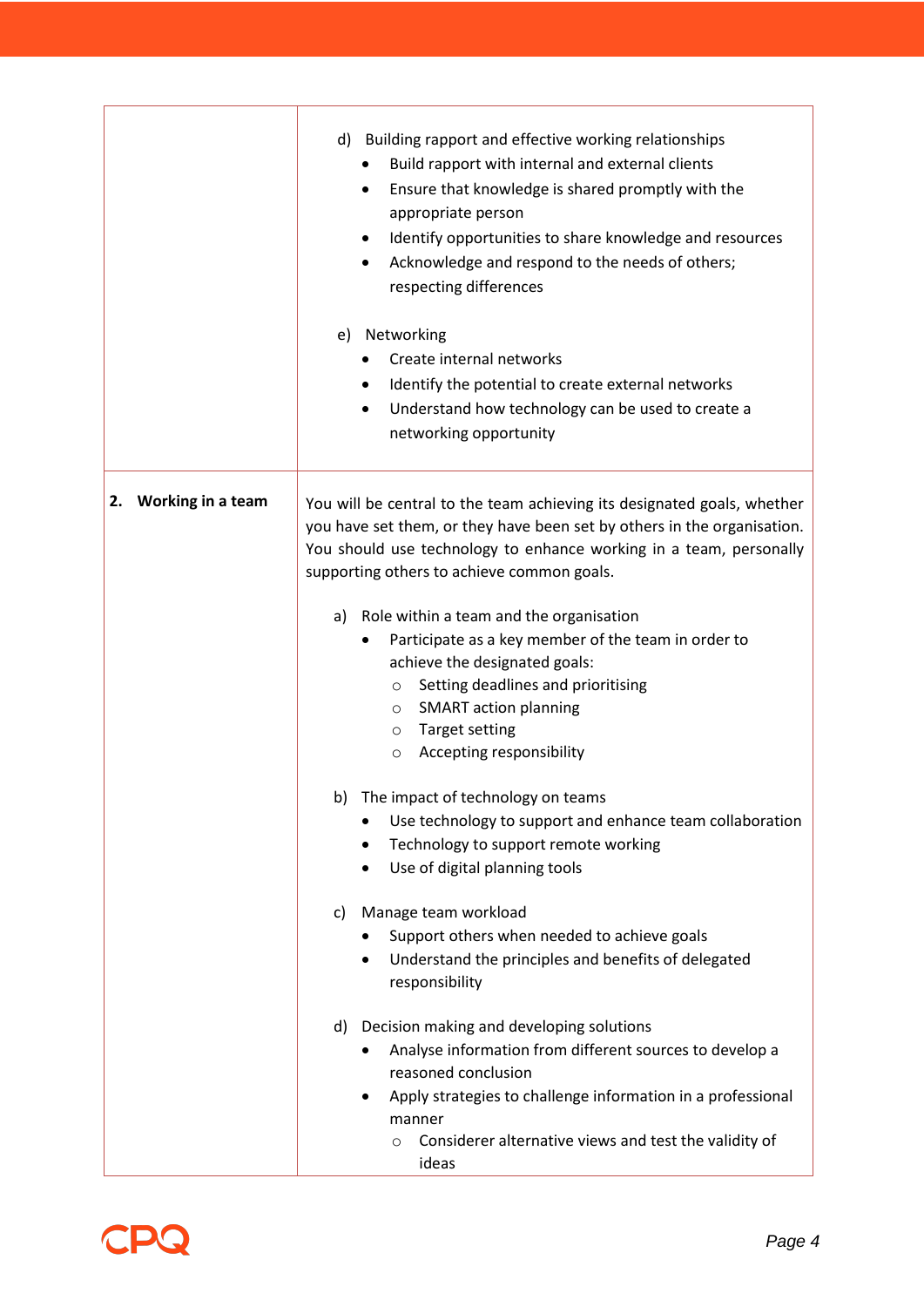| | |
|---|---|
| | d) Building rapport and effective working relationships<br>• Build rapport with internal and external clients<br>• Ensure that knowledge is shared promptly with the appropriate person<br>• Identify opportunities to share knowledge and resources<br>• Acknowledge and respond to the needs of others; respecting differences<br><br>e) Networking<br>• Create internal networks<br>• Identify the potential to create external networks<br>• Understand how technology can be used to create a networking opportunity |
| **2. Working in a team** | You will be central to the team achieving its designated goals, whether you have set them, or they have been set by others in the organisation. You should use technology to enhance working in a team, personally supporting others to achieve common goals.<br><br>a) Role within a team and the organisation<br>• Participate as a key member of the team in order to achieve the designated goals:<br>○ Setting deadlines and prioritising<br>○ SMART action planning<br>○ Target setting<br>○ Accepting responsibility<br><br>b) The impact of technology on teams<br>• Use technology to support and enhance team collaboration<br>• Technology to support remote working<br>• Use of digital planning tools<br><br>c) Manage team workload<br>• Support others when needed to achieve goals<br>• Understand the principles and benefits of delegated responsibility<br><br>d) Decision making and developing solutions<br>• Analyse information from different sources to develop a reasoned conclusion<br>• Apply strategies to challenge information in a professional manner<br>○ Considerer alternative views and test the validity of ideas |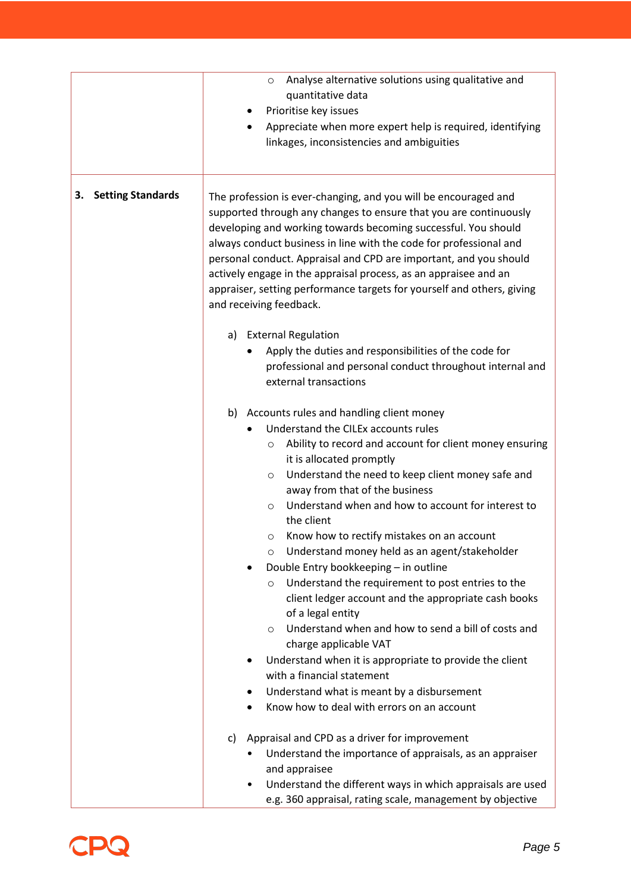| | |
|---|---|
| | ○ Analyse alternative solutions using qualitative and quantitative data<br>• Prioritise key issues<br>• Appreciate when more expert help is required, identifying linkages, inconsistencies and ambiguities |
| **3. Setting Standards** | The profession is ever-changing, and you will be encouraged and supported through any changes to ensure that you are continuously developing and working towards becoming successful. You should always conduct business in line with the code for professional and personal conduct. Appraisal and CPD are important, and you should actively engage in the appraisal process, as an appraisee and an appraiser, setting performance targets for yourself and others, giving and receiving feedback.<br><br>a) External Regulation<br>• Apply the duties and responsibilities of the code for professional and personal conduct throughout internal and external transactions<br><br>b) Accounts rules and handling client money<br>• Understand the CILEx accounts rules<br>○ Ability to record and account for client money ensuring it is allocated promptly<br>○ Understand the need to keep client money safe and away from that of the business<br>○ Understand when and how to account for interest to the client<br>○ Know how to rectify mistakes on an account<br>○ Understand money held as an agent/stakeholder<br>• Double Entry bookkeeping – in outline<br>○ Understand the requirement to post entries to the client ledger account and the appropriate cash books of a legal entity<br>○ Understand when and how to send a bill of costs and charge applicable VAT<br>• Understand when it is appropriate to provide the client with a financial statement<br>• Understand what is meant by a disbursement<br>• Know how to deal with errors on an account<br><br>c) Appraisal and CPD as a driver for improvement<br>• Understand the importance of appraisals, as an appraiser and appraisee<br>• Understand the different ways in which appraisals are used e.g. 360 appraisal, rating scale, management by objective |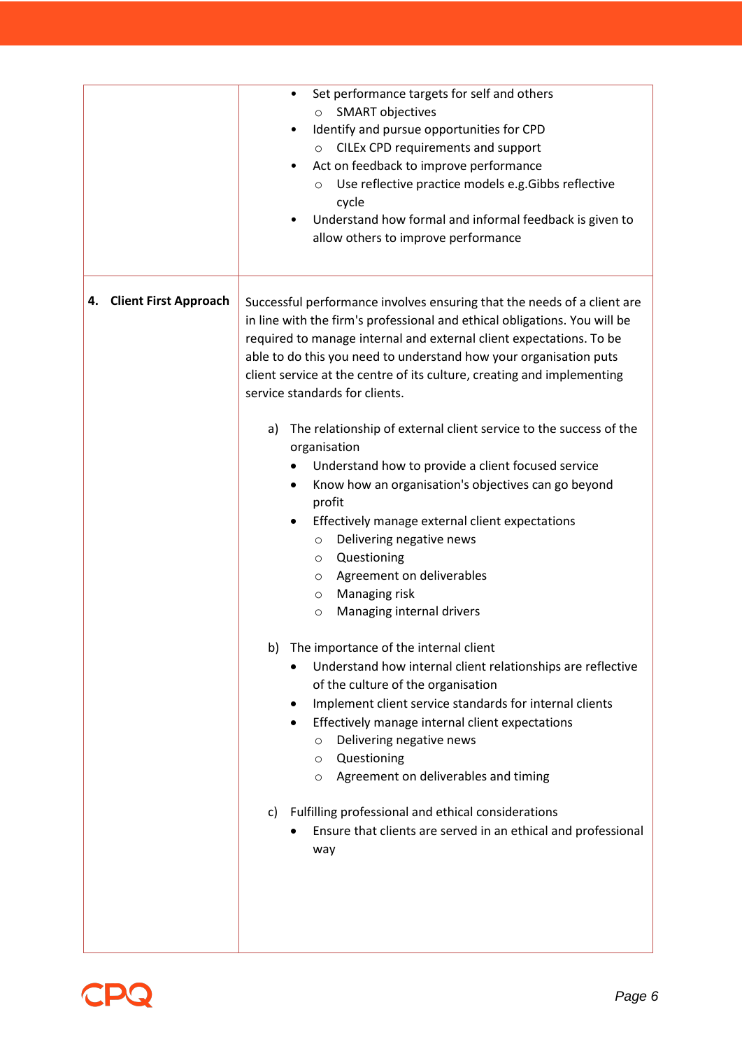| | |
|---|---|
| | • Set performance targets for self and others<br>  ○ SMART objectives<br>• Identify and pursue opportunities for CPD<br>  ○ CILEx CPD requirements and support<br>• Act on feedback to improve performance<br>  ○ Use reflective practice models e.g.Gibbs reflective cycle<br>• Understand how formal and informal feedback is given to allow others to improve performance |
| **4. Client First Approach** | Successful performance involves ensuring that the needs of a client are in line with the firm's professional and ethical obligations. You will be required to manage internal and external client expectations. To be able to do this you need to understand how your organisation puts client service at the centre of its culture, creating and implementing service standards for clients.<br><br>a) The relationship of external client service to the success of the organisation<br>• Understand how to provide a client focused service<br>• Know how an organisation's objectives can go beyond profit<br>• Effectively manage external client expectations<br>  ○ Delivering negative news<br>  ○ Questioning<br>  ○ Agreement on deliverables<br>  ○ Managing risk<br>  ○ Managing internal drivers<br><br>b) The importance of the internal client<br>• Understand how internal client relationships are reflective of the culture of the organisation<br>• Implement client service standards for internal clients<br>• Effectively manage internal client expectations<br>  ○ Delivering negative news<br>  ○ Questioning<br>  ○ Agreement on deliverables and timing<br><br>c) Fulfilling professional and ethical considerations<br>• Ensure that clients are served in an ethical and professional way |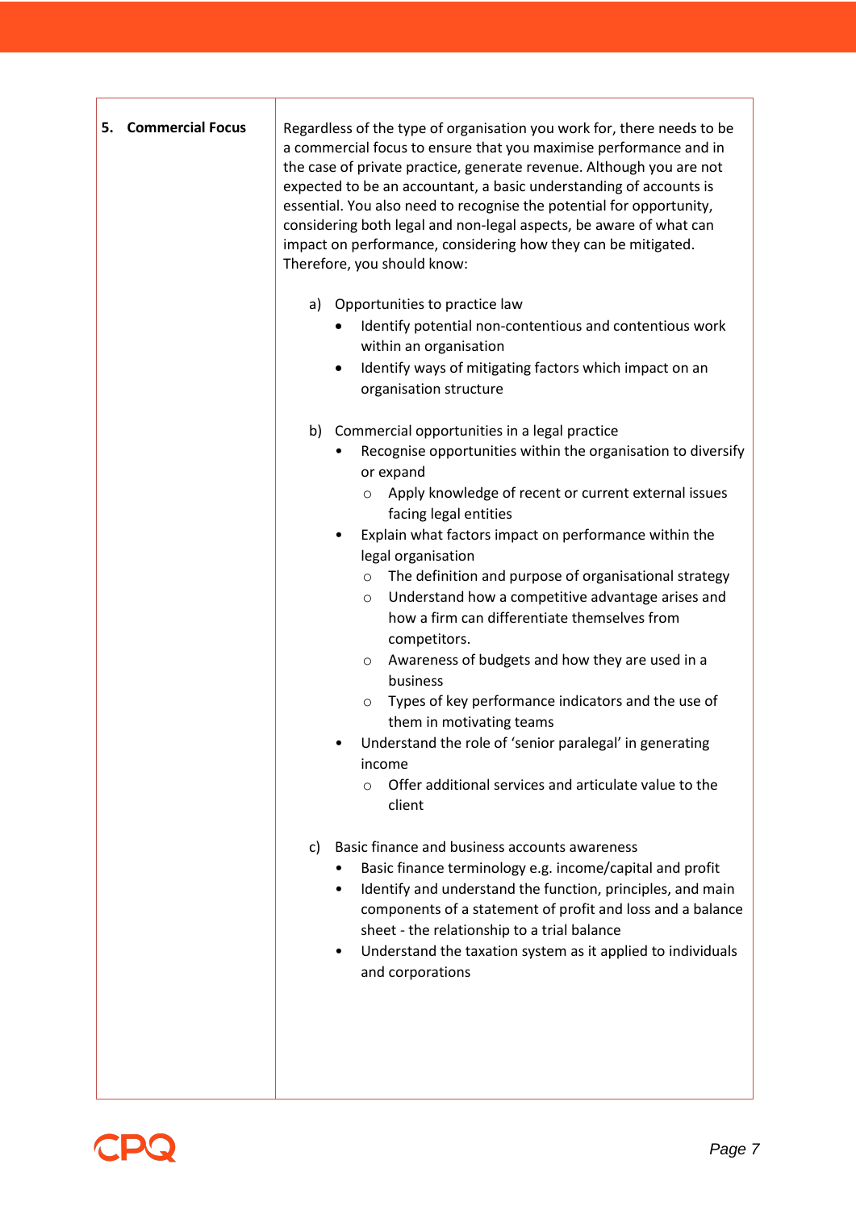| | |
|---|---|
| **5. Commercial Focus** | Regardless of the type of organisation you work for, there needs to be a commercial focus to ensure that you maximise performance and in the case of private practice, generate revenue. Although you are not expected to be an accountant, a basic understanding of accounts is essential. You also need to recognise the potential for opportunity, considering both legal and non-legal aspects, be aware of what can impact on performance, considering how they can be mitigated. Therefore, you should know:<br><br>a) Opportunities to practice law<br>• Identify potential non-contentious and contentious work within an organisation<br>• Identify ways of mitigating factors which impact on an organisation structure<br><br>b) Commercial opportunities in a legal practice<br>• Recognise opportunities within the organisation to diversify or expand<br>  ○ Apply knowledge of recent or current external issues facing legal entities<br>• Explain what factors impact on performance within the legal organisation<br>  ○ The definition and purpose of organisational strategy<br>  ○ Understand how a competitive advantage arises and how a firm can differentiate themselves from competitors.<br>  ○ Awareness of budgets and how they are used in a business<br>  ○ Types of key performance indicators and the use of them in motivating teams<br>• Understand the role of 'senior paralegal' in generating income<br>  ○ Offer additional services and articulate value to the client<br><br>c) Basic finance and business accounts awareness<br>• Basic finance terminology e.g. income/capital and profit<br>• Identify and understand the function, principles, and main components of a statement of profit and loss and a balance sheet - the relationship to a trial balance<br>• Understand the taxation system as it applied to individuals and corporations |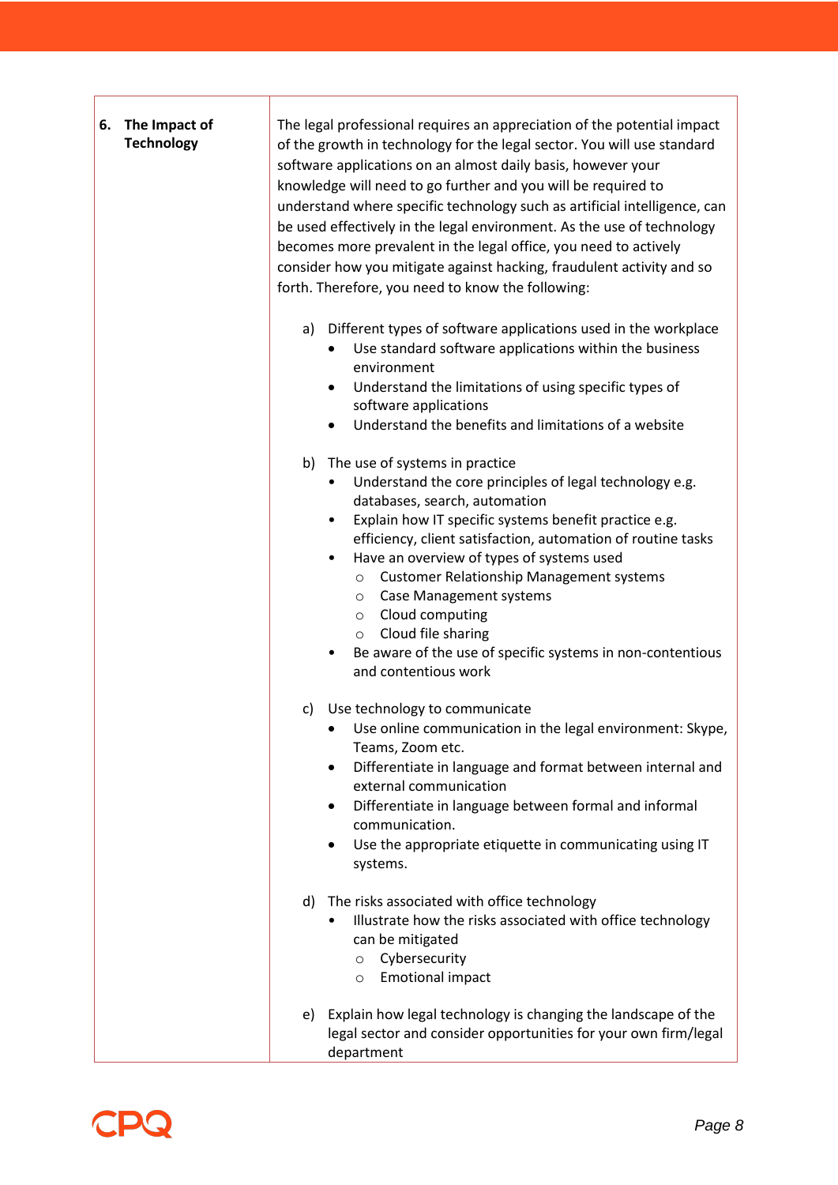| | |
|---|---|
| **6. The Impact of Technology** | The legal professional requires an appreciation of the potential impact of the growth in technology for the legal sector. You will use standard software applications on an almost daily basis, however your knowledge will need to go further and you will be required to understand where specific technology such as artificial intelligence, can be used effectively in the legal environment. As the use of technology becomes more prevalent in the legal office, you need to actively consider how you mitigate against hacking, fraudulent activity and so forth. Therefore, you need to know the following:<br><br>a) Different types of software applications used in the workplace<br>• Use standard software applications within the business environment<br>• Understand the limitations of using specific types of software applications<br>• Understand the benefits and limitations of a website<br><br>b) The use of systems in practice<br>• Understand the core principles of legal technology e.g. databases, search, automation<br>• Explain how IT specific systems benefit practice e.g. efficiency, client satisfaction, automation of routine tasks<br>• Have an overview of types of systems used<br>○ Customer Relationship Management systems<br>○ Case Management systems<br>○ Cloud computing<br>○ Cloud file sharing<br>• Be aware of the use of specific systems in non-contentious and contentious work<br><br>c) Use technology to communicate<br>• Use online communication in the legal environment: Skype, Teams, Zoom etc.<br>• Differentiate in language and format between internal and external communication<br>• Differentiate in language between formal and informal communication.<br>• Use the appropriate etiquette in communicating using IT systems.<br><br>d) The risks associated with office technology<br>• Illustrate how the risks associated with office technology can be mitigated<br>○ Cybersecurity<br>○ Emotional impact<br><br>e) Explain how legal technology is changing the landscape of the legal sector and consider opportunities for your own firm/legal department |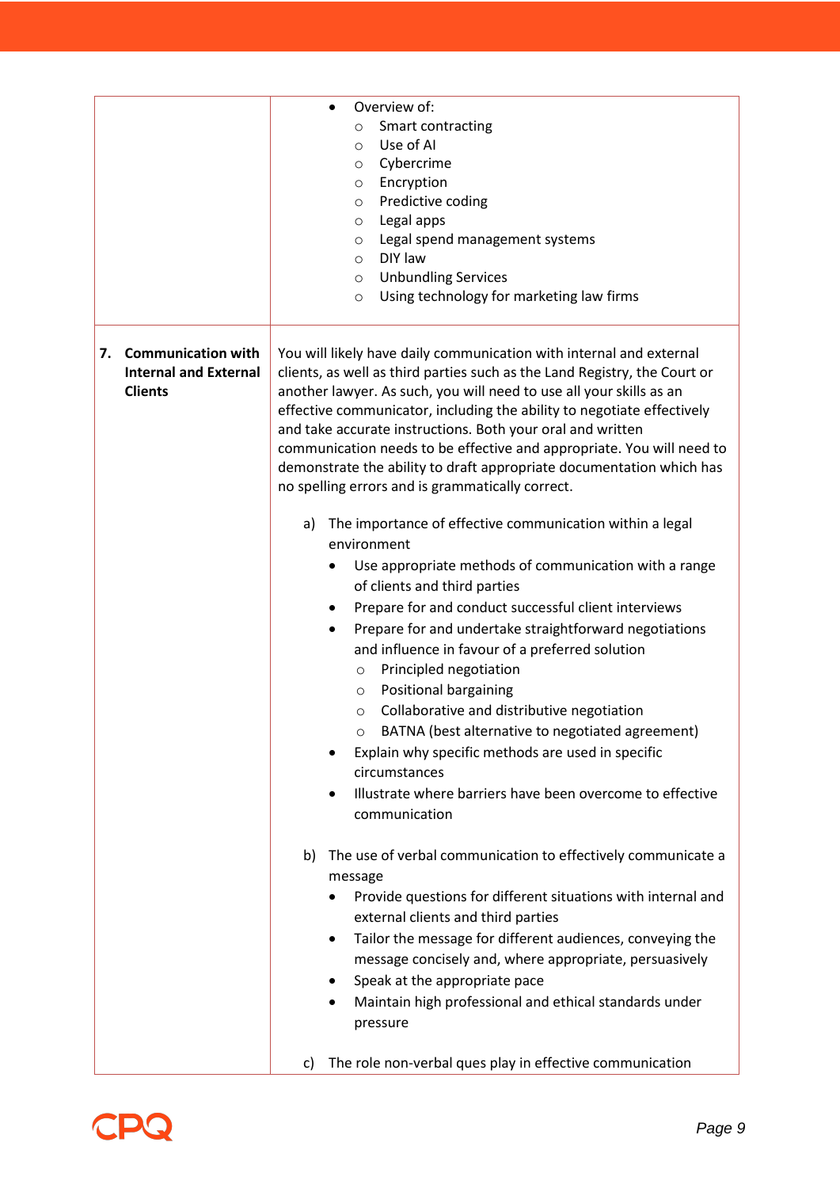| | |
|---|---|
| | • Overview of:<br>  ○ Smart contracting<br>  ○ Use of AI<br>  ○ Cybercrime<br>  ○ Encryption<br>  ○ Predictive coding<br>  ○ Legal apps<br>  ○ Legal spend management systems<br>  ○ DIY law<br>  ○ Unbundling Services<br>  ○ Using technology for marketing law firms |
| **7. Communication with Internal and External Clients** | You will likely have daily communication with internal and external clients, as well as third parties such as the Land Registry, the Court or another lawyer. As such, you will need to use all your skills as an effective communicator, including the ability to negotiate effectively and take accurate instructions. Both your oral and written communication needs to be effective and appropriate. You will need to demonstrate the ability to draft appropriate documentation which has no spelling errors and is grammatically correct.<br><br>a) The importance of effective communication within a legal environment<br>  • Use appropriate methods of communication with a range of clients and third parties<br>  • Prepare for and conduct successful client interviews<br>  • Prepare for and undertake straightforward negotiations and influence in favour of a preferred solution<br>    ○ Principled negotiation<br>    ○ Positional bargaining<br>    ○ Collaborative and distributive negotiation<br>    ○ BATNA (best alternative to negotiated agreement)<br>  • Explain why specific methods are used in specific circumstances<br>  • Illustrate where barriers have been overcome to effective communication<br><br>b) The use of verbal communication to effectively communicate a message<br>  • Provide questions for different situations with internal and external clients and third parties<br>  • Tailor the message for different audiences, conveying the message concisely and, where appropriate, persuasively<br>  • Speak at the appropriate pace<br>  • Maintain high professional and ethical standards under pressure<br><br>c) The role non-verbal ques play in effective communication |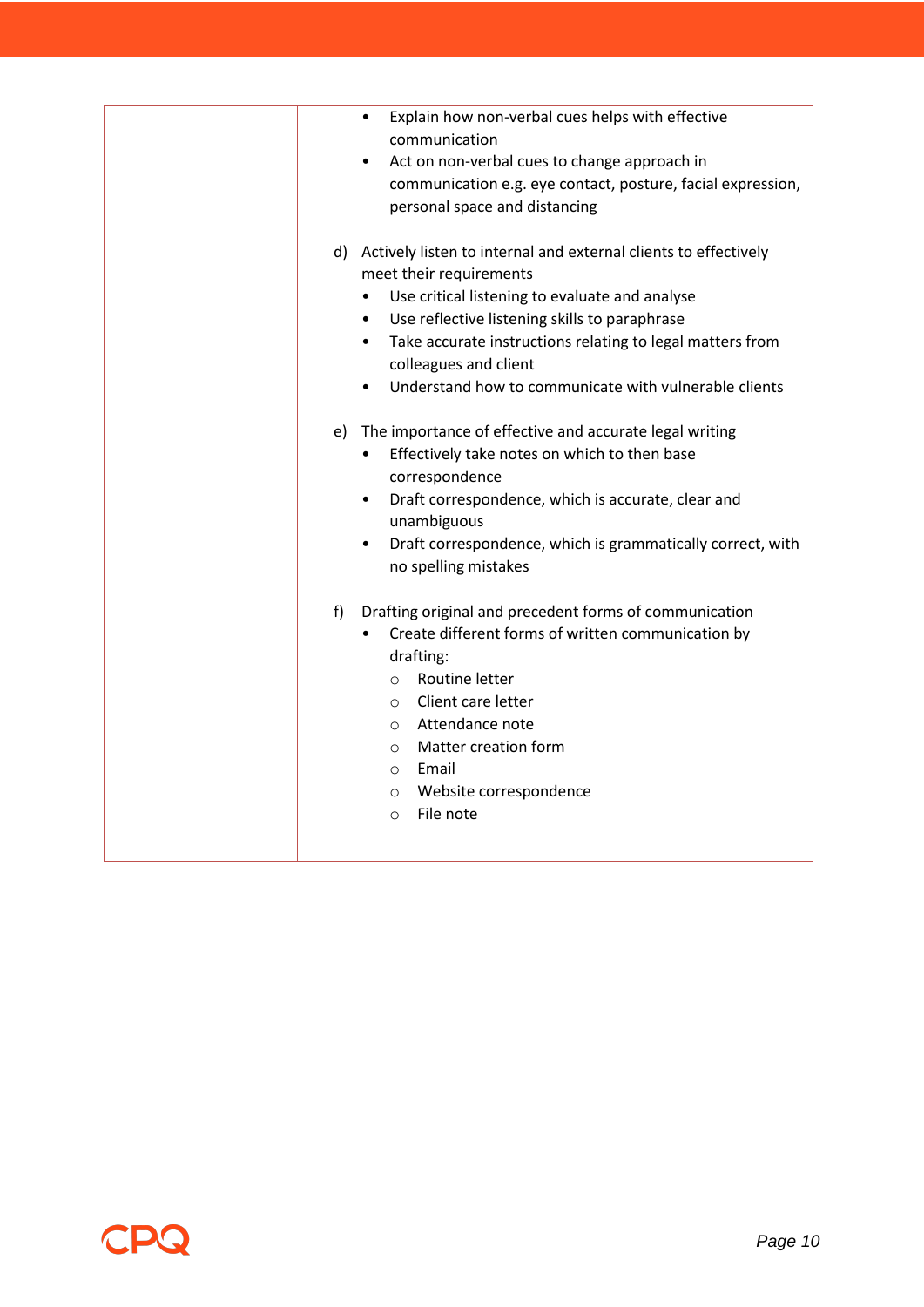| | |
|---|---|
| | • Explain how non-verbal cues helps with effective communication<br>• Act on non-verbal cues to change approach in communication e.g. eye contact, posture, facial expression, personal space and distancing<br><br>d) Actively listen to internal and external clients to effectively meet their requirements<br>• Use critical listening to evaluate and analyse<br>• Use reflective listening skills to paraphrase<br>• Take accurate instructions relating to legal matters from colleagues and client<br>• Understand how to communicate with vulnerable clients<br><br>e) The importance of effective and accurate legal writing<br>• Effectively take notes on which to then base correspondence<br>• Draft correspondence, which is accurate, clear and unambiguous<br>• Draft correspondence, which is grammatically correct, with no spelling mistakes<br><br>f) Drafting original and precedent forms of communication<br>• Create different forms of written communication by drafting:<br>○ Routine letter<br>○ Client care letter<br>○ Attendance note<br>○ Matter creation form<br>○ Email<br>○ Website correspondence<br>○ File note |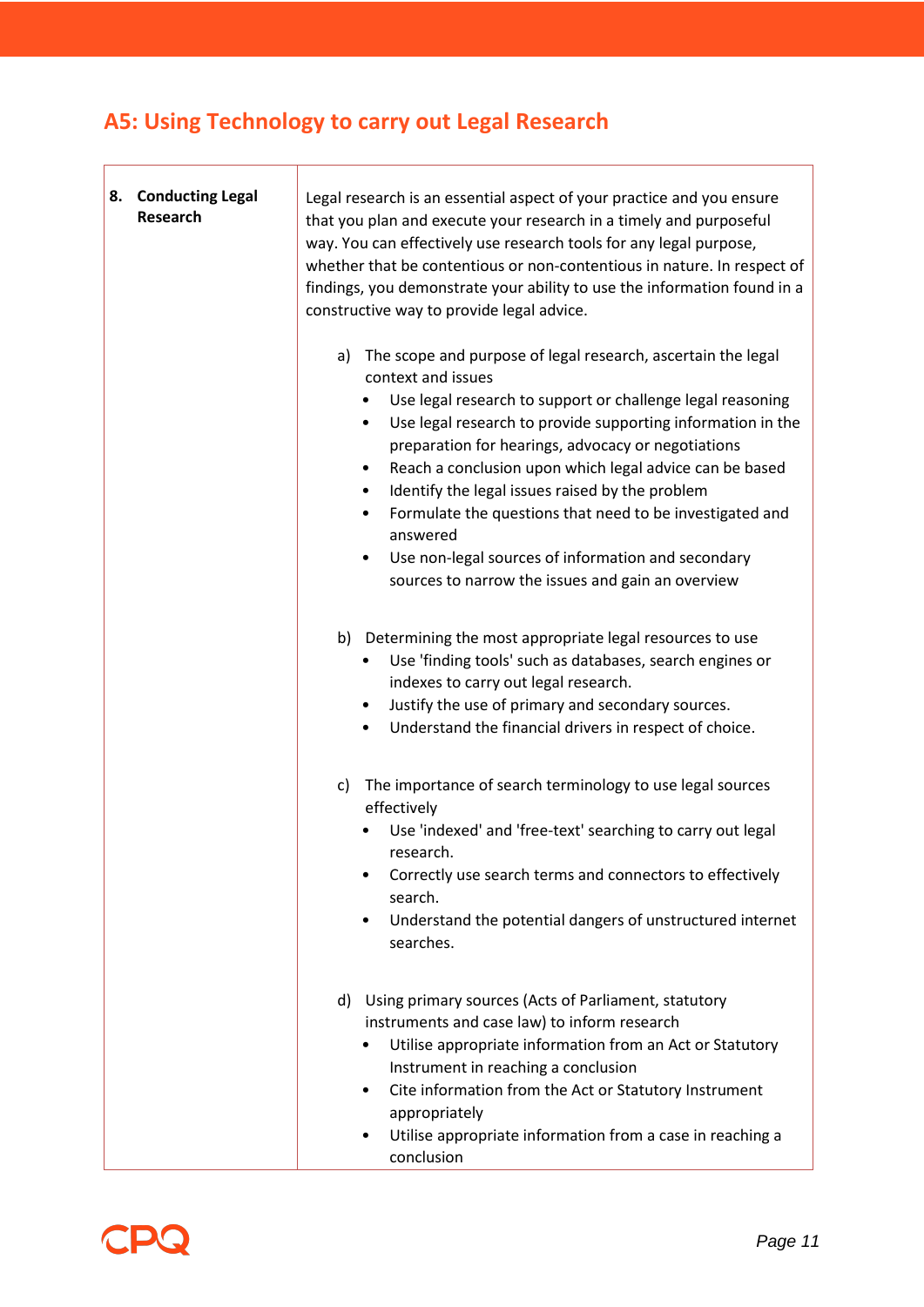## A5: Using Technology to carry out Legal Research

| | |
|---|---|
| **8. Conducting Legal Research** | Legal research is an essential aspect of your practice and you ensure that you plan and execute your research in a timely and purposeful way. You can effectively use research tools for any legal purpose, whether that be contentious or non-contentious in nature. In respect of findings, you demonstrate your ability to use the information found in a constructive way to provide legal advice.<br><br>a) The scope and purpose of legal research, ascertain the legal context and issues<br>• Use legal research to support or challenge legal reasoning<br>• Use legal research to provide supporting information in the preparation for hearings, advocacy or negotiations<br>• Reach a conclusion upon which legal advice can be based<br>• Identify the legal issues raised by the problem<br>• Formulate the questions that need to be investigated and answered<br>• Use non-legal sources of information and secondary sources to narrow the issues and gain an overview<br><br>b) Determining the most appropriate legal resources to use<br>• Use 'finding tools' such as databases, search engines or indexes to carry out legal research.<br>• Justify the use of primary and secondary sources.<br>• Understand the financial drivers in respect of choice.<br><br>c) The importance of search terminology to use legal sources effectively<br>• Use 'indexed' and 'free-text' searching to carry out legal research.<br>• Correctly use search terms and connectors to effectively search.<br>• Understand the potential dangers of unstructured internet searches.<br><br>d) Using primary sources (Acts of Parliament, statutory instruments and case law) to inform research<br>• Utilise appropriate information from an Act or Statutory Instrument in reaching a conclusion<br>• Cite information from the Act or Statutory Instrument appropriately<br>• Utilise appropriate information from a case in reaching a conclusion |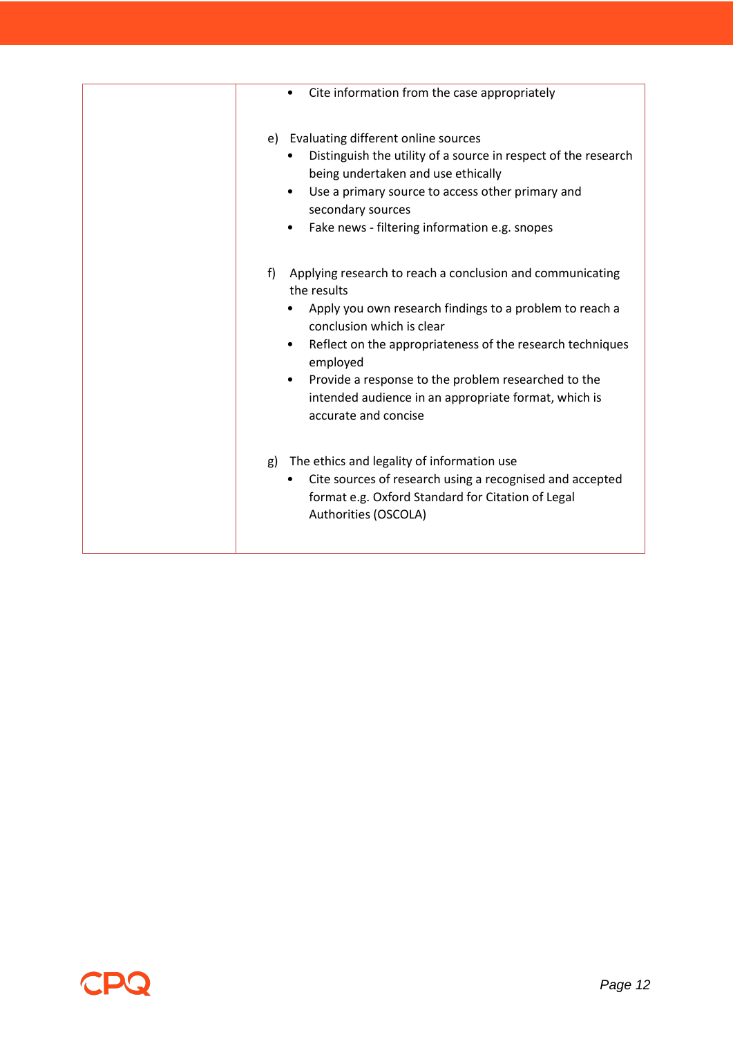| | |
|---|---|
| | • Cite information from the case appropriately<br><br>e) Evaluating different online sources<br>• Distinguish the utility of a source in respect of the research being undertaken and use ethically<br>• Use a primary source to access other primary and secondary sources<br>• Fake news - filtering information e.g. snopes<br><br>f) Applying research to reach a conclusion and communicating the results<br>• Apply you own research findings to a problem to reach a conclusion which is clear<br>• Reflect on the appropriateness of the research techniques employed<br>• Provide a response to the problem researched to the intended audience in an appropriate format, which is accurate and concise<br><br>g) The ethics and legality of information use<br>• Cite sources of research using a recognised and accepted format e.g. Oxford Standard for Citation of Legal Authorities (OSCOLA) |